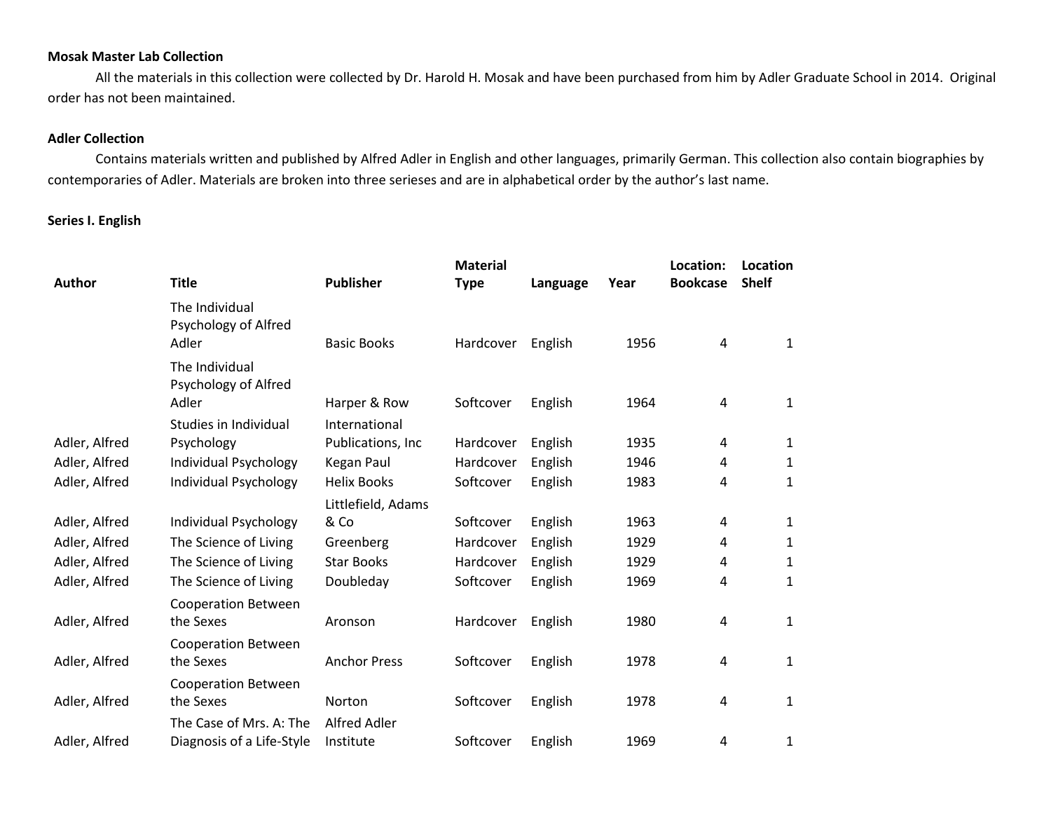**Mosak Master Lab Collection**

All the materials in this collection were collected by Dr. Harold H. Mosak and have been purchased from him by Adler Graduate School in 2014. Original order has not been maintained.

**Adler Collection**

Contains materials written and published by Alfred Adler in English and other languages, primarily German. This collection also contain biographies by contemporaries of Adler. Materials are broken into three serieses and are in alphabetical order by the author's last name.

**Series I. English**

| Author | Title | Publisher | Material Type | Language | Year | Location: Bookcase | Location Shelf |
|---|---|---|---|---|---|---|---|
| | The Individual Psychology of Alfred Adler | Basic Books | Hardcover | English | 1956 | 4 | 1 |
| | The Individual Psychology of Alfred Adler | Harper & Row | Softcover | English | 1964 | 4 | 1 |
| Adler, Alfred | Studies in Individual Psychology | International Publications, Inc | Hardcover | English | 1935 | 4 | 1 |
| Adler, Alfred | Individual Psychology | Kegan Paul | Hardcover | English | 1946 | 4 | 1 |
| Adler, Alfred | Individual Psychology | Helix Books | Softcover | English | 1983 | 4 | 1 |
| Adler, Alfred | Individual Psychology | Littlefield, Adams & Co | Softcover | English | 1963 | 4 | 1 |
| Adler, Alfred | The Science of Living | Greenberg | Hardcover | English | 1929 | 4 | 1 |
| Adler, Alfred | The Science of Living | Star Books | Hardcover | English | 1929 | 4 | 1 |
| Adler, Alfred | The Science of Living | Doubleday | Softcover | English | 1969 | 4 | 1 |
| Adler, Alfred | Cooperation Between the Sexes | Aronson | Hardcover | English | 1980 | 4 | 1 |
| Adler, Alfred | Cooperation Between the Sexes | Anchor Press | Softcover | English | 1978 | 4 | 1 |
| Adler, Alfred | Cooperation Between the Sexes | Norton | Softcover | English | 1978 | 4 | 1 |
| Adler, Alfred | The Case of Mrs. A: The Diagnosis of a Life-Style | Alfred Adler Institute | Softcover | English | 1969 | 4 | 1 |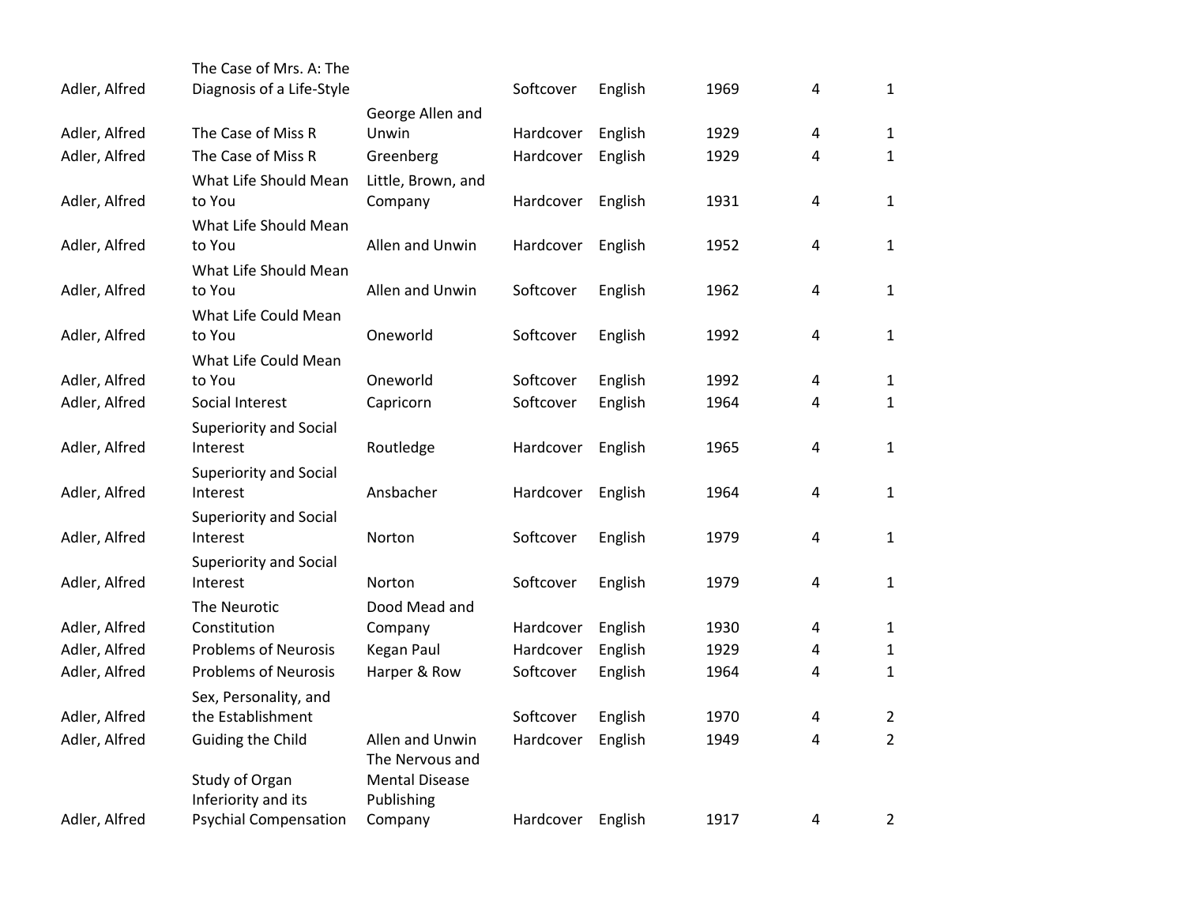| | | | | | | | |
|---|---|---|---|---|---|---|---|
| Adler, Alfred | The Case of Mrs. A: The Diagnosis of a Life-Style | | Softcover | English | 1969 | 4 | 1 |
| Adler, Alfred | The Case of Miss R | George Allen and Unwin | Hardcover | English | 1929 | 4 | 1 |
| Adler, Alfred | The Case of Miss R | Greenberg | Hardcover | English | 1929 | 4 | 1 |
| Adler, Alfred | What Life Should Mean to You | Little, Brown, and Company | Hardcover | English | 1931 | 4 | 1 |
| Adler, Alfred | What Life Should Mean to You | Allen and Unwin | Hardcover | English | 1952 | 4 | 1 |
| Adler, Alfred | What Life Should Mean to You | Allen and Unwin | Softcover | English | 1962 | 4 | 1 |
| Adler, Alfred | What Life Could Mean to You | Oneworld | Softcover | English | 1992 | 4 | 1 |
| Adler, Alfred | What Life Could Mean to You | Oneworld | Softcover | English | 1992 | 4 | 1 |
| Adler, Alfred | Social Interest | Capricorn | Softcover | English | 1964 | 4 | 1 |
| Adler, Alfred | Superiority and Social Interest | Routledge | Hardcover | English | 1965 | 4 | 1 |
| Adler, Alfred | Superiority and Social Interest | Ansbacher | Hardcover | English | 1964 | 4 | 1 |
| Adler, Alfred | Superiority and Social Interest | Norton | Softcover | English | 1979 | 4 | 1 |
| Adler, Alfred | Superiority and Social Interest | Norton | Softcover | English | 1979 | 4 | 1 |
| Adler, Alfred | The Neurotic Constitution | Dood Mead and Company | Hardcover | English | 1930 | 4 | 1 |
| Adler, Alfred | Problems of Neurosis | Kegan Paul | Hardcover | English | 1929 | 4 | 1 |
| Adler, Alfred | Problems of Neurosis | Harper & Row | Softcover | English | 1964 | 4 | 1 |
| Adler, Alfred | Sex, Personality, and the Establishment | | Softcover | English | 1970 | 4 | 2 |
| Adler, Alfred | Guiding the Child | Allen and Unwin | Hardcover | English | 1949 | 4 | 2 |
| Adler, Alfred | Study of Organ Inferiority and its Psychial Compensation | The Nervous and Mental Disease Publishing Company | Hardcover | English | 1917 | 4 | 2 |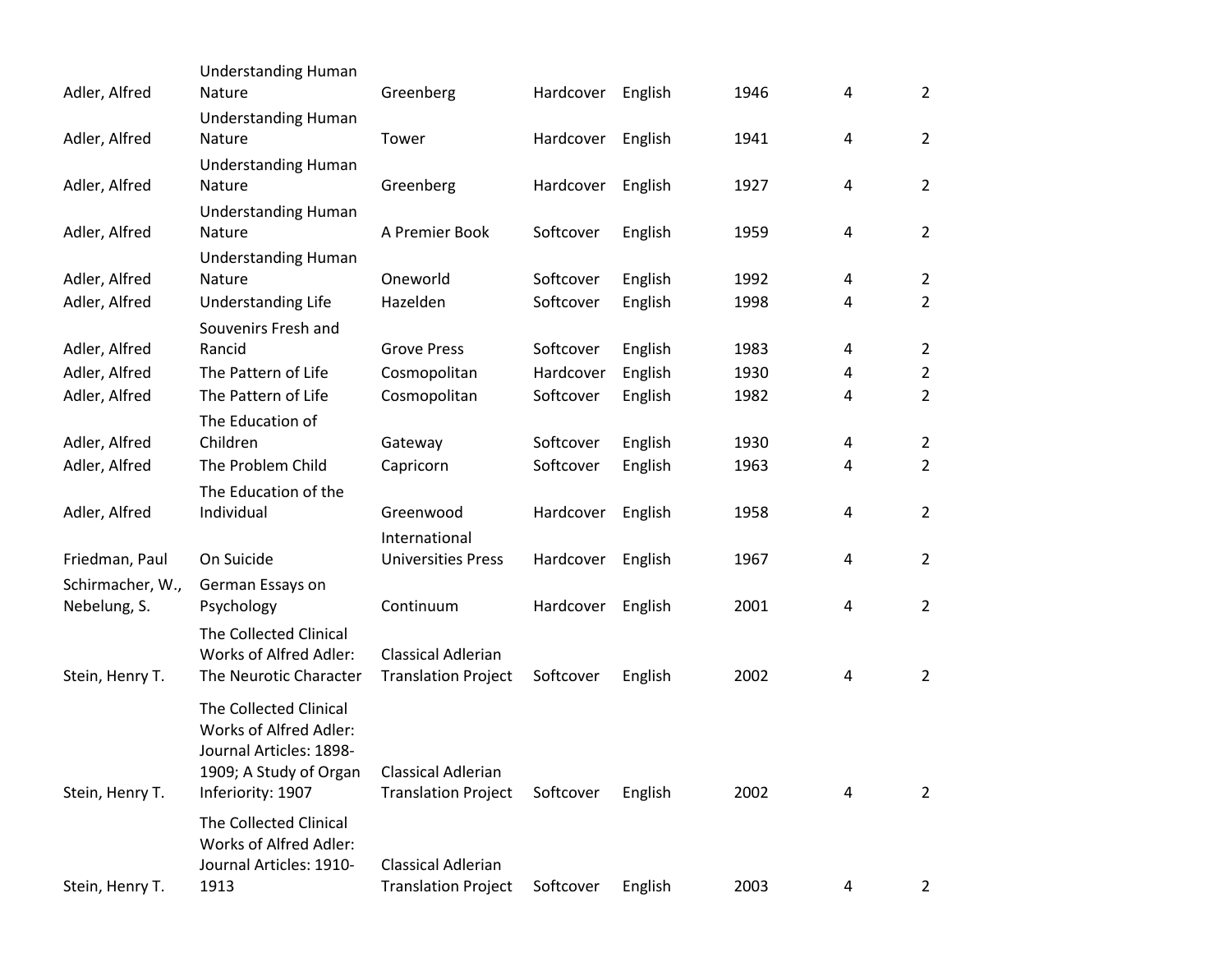| | | | | | | | |
|---|---|---|---|---|---|---|---|
| Adler, Alfred | Understanding Human Nature | Greenberg | Hardcover | English | 1946 | 4 | 2 |
| Adler, Alfred | Understanding Human Nature | Tower | Hardcover | English | 1941 | 4 | 2 |
| Adler, Alfred | Understanding Human Nature | Greenberg | Hardcover | English | 1927 | 4 | 2 |
| Adler, Alfred | Understanding Human Nature | A Premier Book | Softcover | English | 1959 | 4 | 2 |
| Adler, Alfred | Understanding Human Nature | Oneworld | Softcover | English | 1992 | 4 | 2 |
| Adler, Alfred | Understanding Life | Hazelden | Softcover | English | 1998 | 4 | 2 |
| Adler, Alfred | Souvenirs Fresh and Rancid | Grove Press | Softcover | English | 1983 | 4 | 2 |
| Adler, Alfred | The Pattern of Life | Cosmopolitan | Hardcover | English | 1930 | 4 | 2 |
| Adler, Alfred | The Pattern of Life | Cosmopolitan | Softcover | English | 1982 | 4 | 2 |
| Adler, Alfred | The Education of Children | Gateway | Softcover | English | 1930 | 4 | 2 |
| Adler, Alfred | The Problem Child | Capricorn | Softcover | English | 1963 | 4 | 2 |
| Adler, Alfred | The Education of the Individual | Greenwood | Hardcover | English | 1958 | 4 | 2 |
| Friedman, Paul | On Suicide | International Universities Press | Hardcover | English | 1967 | 4 | 2 |
| Schirmacher, W., Nebelung, S. | German Essays on Psychology | Continuum | Hardcover | English | 2001 | 4 | 2 |
| Stein, Henry T. | The Collected Clinical Works of Alfred Adler: The Neurotic Character | Classical Adlerian Translation Project | Softcover | English | 2002 | 4 | 2 |
| Stein, Henry T. | The Collected Clinical Works of Alfred Adler: Journal Articles: 1898-1909; A Study of Organ Inferiority: 1907 | Classical Adlerian Translation Project | Softcover | English | 2002 | 4 | 2 |
| Stein, Henry T. | The Collected Clinical Works of Alfred Adler: Journal Articles: 1910-1913 | Classical Adlerian Translation Project | Softcover | English | 2003 | 4 | 2 |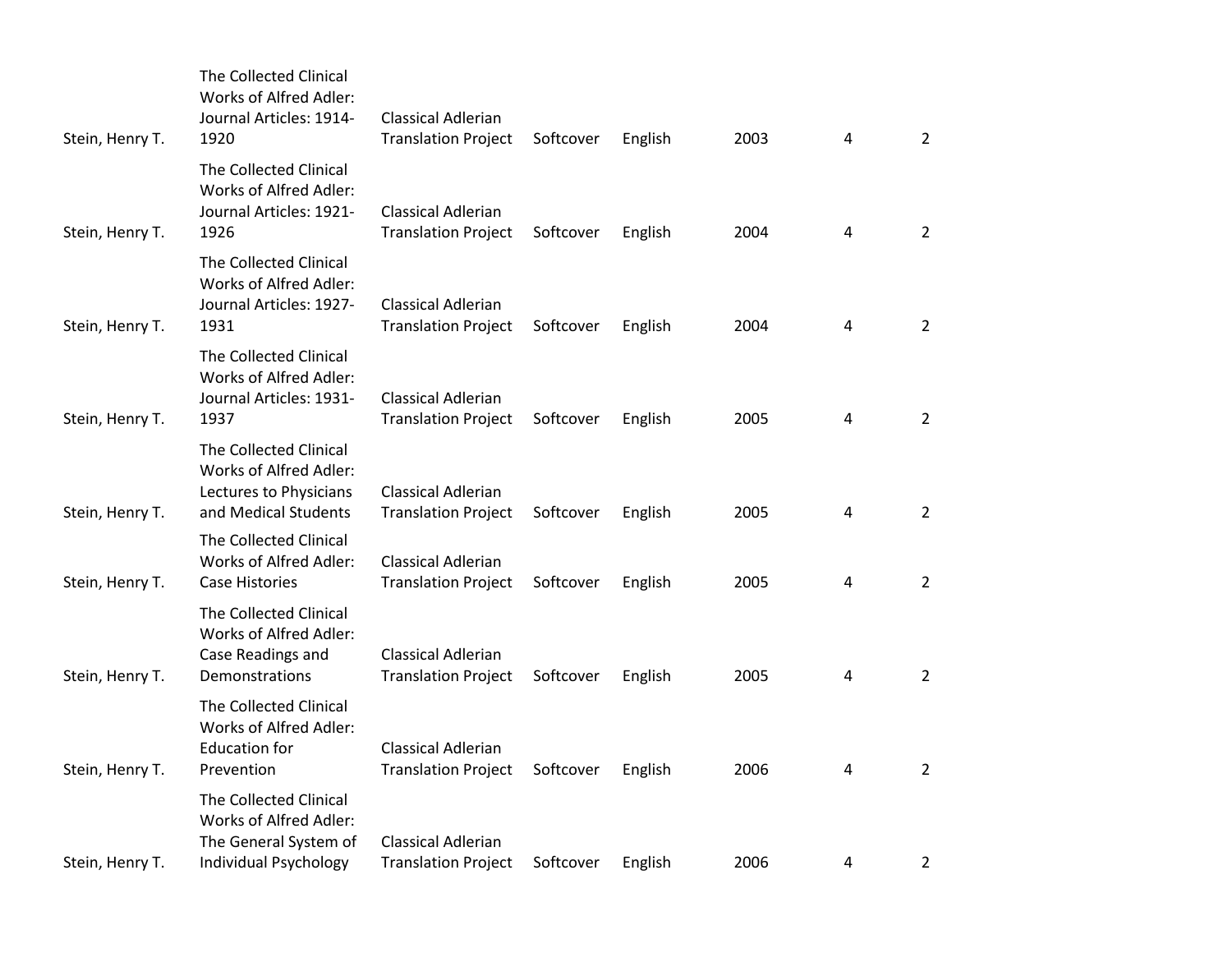| | | | | | | | |
|---|---|---|---|---|---|---|---|
| Stein, Henry T. | The Collected Clinical Works of Alfred Adler: Journal Articles: 1914-1920 | Classical Adlerian Translation Project | Softcover | English | 2003 | 4 | 2 |
| Stein, Henry T. | The Collected Clinical Works of Alfred Adler: Journal Articles: 1921-1926 | Classical Adlerian Translation Project | Softcover | English | 2004 | 4 | 2 |
| Stein, Henry T. | The Collected Clinical Works of Alfred Adler: Journal Articles: 1927-1931 | Classical Adlerian Translation Project | Softcover | English | 2004 | 4 | 2 |
| Stein, Henry T. | The Collected Clinical Works of Alfred Adler: Journal Articles: 1931-1937 | Classical Adlerian Translation Project | Softcover | English | 2005 | 4 | 2 |
| Stein, Henry T. | The Collected Clinical Works of Alfred Adler: Lectures to Physicians and Medical Students | Classical Adlerian Translation Project | Softcover | English | 2005 | 4 | 2 |
| Stein, Henry T. | The Collected Clinical Works of Alfred Adler: Case Histories | Classical Adlerian Translation Project | Softcover | English | 2005 | 4 | 2 |
| Stein, Henry T. | The Collected Clinical Works of Alfred Adler: Case Readings and Demonstrations | Classical Adlerian Translation Project | Softcover | English | 2005 | 4 | 2 |
| Stein, Henry T. | The Collected Clinical Works of Alfred Adler: Education for Prevention | Classical Adlerian Translation Project | Softcover | English | 2006 | 4 | 2 |
| Stein, Henry T. | The Collected Clinical Works of Alfred Adler: The General System of Individual Psychology | Classical Adlerian Translation Project | Softcover | English | 2006 | 4 | 2 |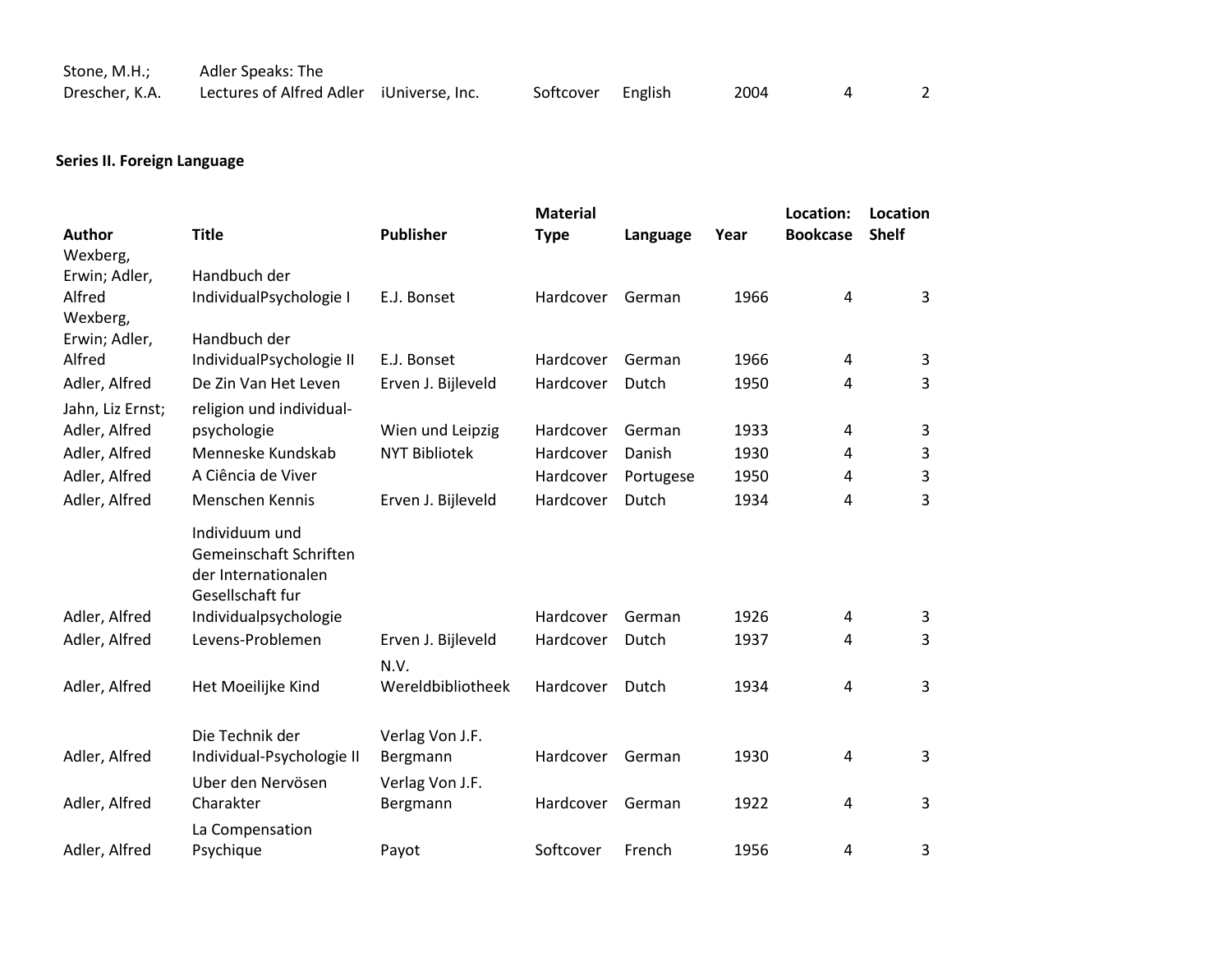| Stone, M.H.; Drescher, K.A. | Adler Speaks: The Lectures of Alfred Adler | iUniverse, Inc. | Softcover | English | 2004 | 4 | 2 |
|---|---|---|---|---|---|---|---|

**Series II. Foreign Language**

| Author | Title | Publisher | Material Type | Language | Year | Location: Bookcase | Location Shelf |
|---|---|---|---|---|---|---|---|
| Wexberg, Erwin; Adler, Alfred | Handbuch der IndividualPsychologie I | E.J. Bonset | Hardcover | German | 1966 | 4 | 3 |
| Wexberg, Erwin; Adler, Alfred | Handbuch der IndividualPsychologie II | E.J. Bonset | Hardcover | German | 1966 | 4 | 3 |
| Adler, Alfred | De Zin Van Het Leven | Erven J. Bijleveld | Hardcover | Dutch | 1950 | 4 | 3 |
| Jahn, Liz Ernst; Adler, Alfred | religion und individual-psychologie | Wien und Leipzig | Hardcover | German | 1933 | 4 | 3 |
| Adler, Alfred | Menneske Kundskab | NYT Bibliotek | Hardcover | Danish | 1930 | 4 | 3 |
| Adler, Alfred | A Ciência de Viver | | Hardcover | Portugese | 1950 | 4 | 3 |
| Adler, Alfred | Menschen Kennis | Erven J. Bijleveld | Hardcover | Dutch | 1934 | 4 | 3 |
| Adler, Alfred | Individuum und Gemeinschaft Schriften der Internationalen Gesellschaft fur Individualpsychologie | | Hardcover | German | 1926 | 4 | 3 |
| Adler, Alfred | Levens-Problemen | Erven J. Bijleveld | Hardcover | Dutch | 1937 | 4 | 3 |
| Adler, Alfred | Het Moeilijke Kind | N.V. Wereldbibliotheek | Hardcover | Dutch | 1934 | 4 | 3 |
| Adler, Alfred | Die Technik der Individual-Psychologie II | Verlag Von J.F. Bergmann | Hardcover | German | 1930 | 4 | 3 |
| Adler, Alfred | Uber den Nervösen Charakter | Verlag Von J.F. Bergmann | Hardcover | German | 1922 | 4 | 3 |
| Adler, Alfred | La Compensation Psychique | Payot | Softcover | French | 1956 | 4 | 3 |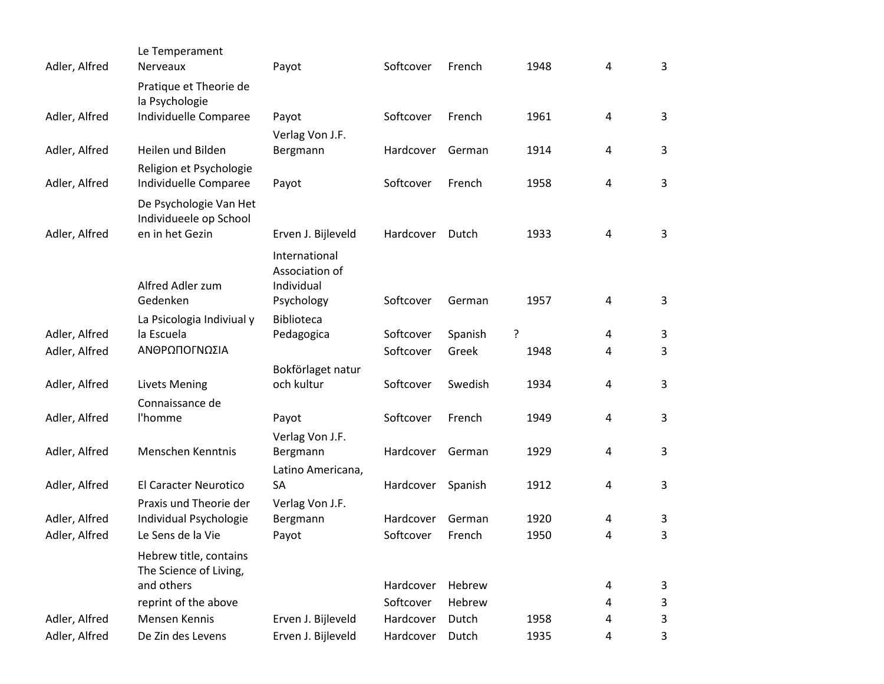| | | | | | | | |
|---|---|---|---|---|---|---|---|
| Adler, Alfred | Le Temperament Nerveaux | Payot | Softcover | French | 1948 | 4 | 3 |
| Adler, Alfred | Pratique et Theorie de la Psychologie Individuelle Comparee | Payot | Softcover | French | 1961 | 4 | 3 |
| Adler, Alfred | Heilen und Bilden | Verlag Von J.F. Bergmann | Hardcover | German | 1914 | 4 | 3 |
| Adler, Alfred | Religion et Psychologie Individuelle Comparee | Payot | Softcover | French | 1958 | 4 | 3 |
| Adler, Alfred | De Psychologie Van Het Individueele op School en in het Gezin | Erven J. Bijleveld | Hardcover | Dutch | 1933 | 4 | 3 |
| | Alfred Adler zum Gedenken | International Association of Individual Psychology | Softcover | German | 1957 | 4 | 3 |
| Adler, Alfred | La Psicologia Indiviual y la Escuela | Biblioteca Pedagogica | Softcover | Spanish | ? | 4 | 3 |
| Adler, Alfred | ΑΝΘΡΩΠΟΓΝΩΣΙΑ | | Softcover | Greek | 1948 | 4 | 3 |
| Adler, Alfred | Livets Mening | Bokförlaget natur och kultur | Softcover | Swedish | 1934 | 4 | 3 |
| Adler, Alfred | Connaissance de l'homme | Payot | Softcover | French | 1949 | 4 | 3 |
| Adler, Alfred | Menschen Kenntnis | Verlag Von J.F. Bergmann | Hardcover | German | 1929 | 4 | 3 |
| Adler, Alfred | El Caracter Neurotico | Latino Americana, SA | Hardcover | Spanish | 1912 | 4 | 3 |
| Adler, Alfred | Praxis und Theorie der Individual Psychologie | Verlag Von J.F. Bergmann | Hardcover | German | 1920 | 4 | 3 |
| Adler, Alfred | Le Sens de la Vie | Payot | Softcover | French | 1950 | 4 | 3 |
| | Hebrew title, contains The Science of Living, and others | | Hardcover | Hebrew | | 4 | 3 |
| | reprint of the above | | Softcover | Hebrew | | 4 | 3 |
| Adler, Alfred | Mensen Kennis | Erven J. Bijleveld | Hardcover | Dutch | 1958 | 4 | 3 |
| Adler, Alfred | De Zin des Levens | Erven J. Bijleveld | Hardcover | Dutch | 1935 | 4 | 3 |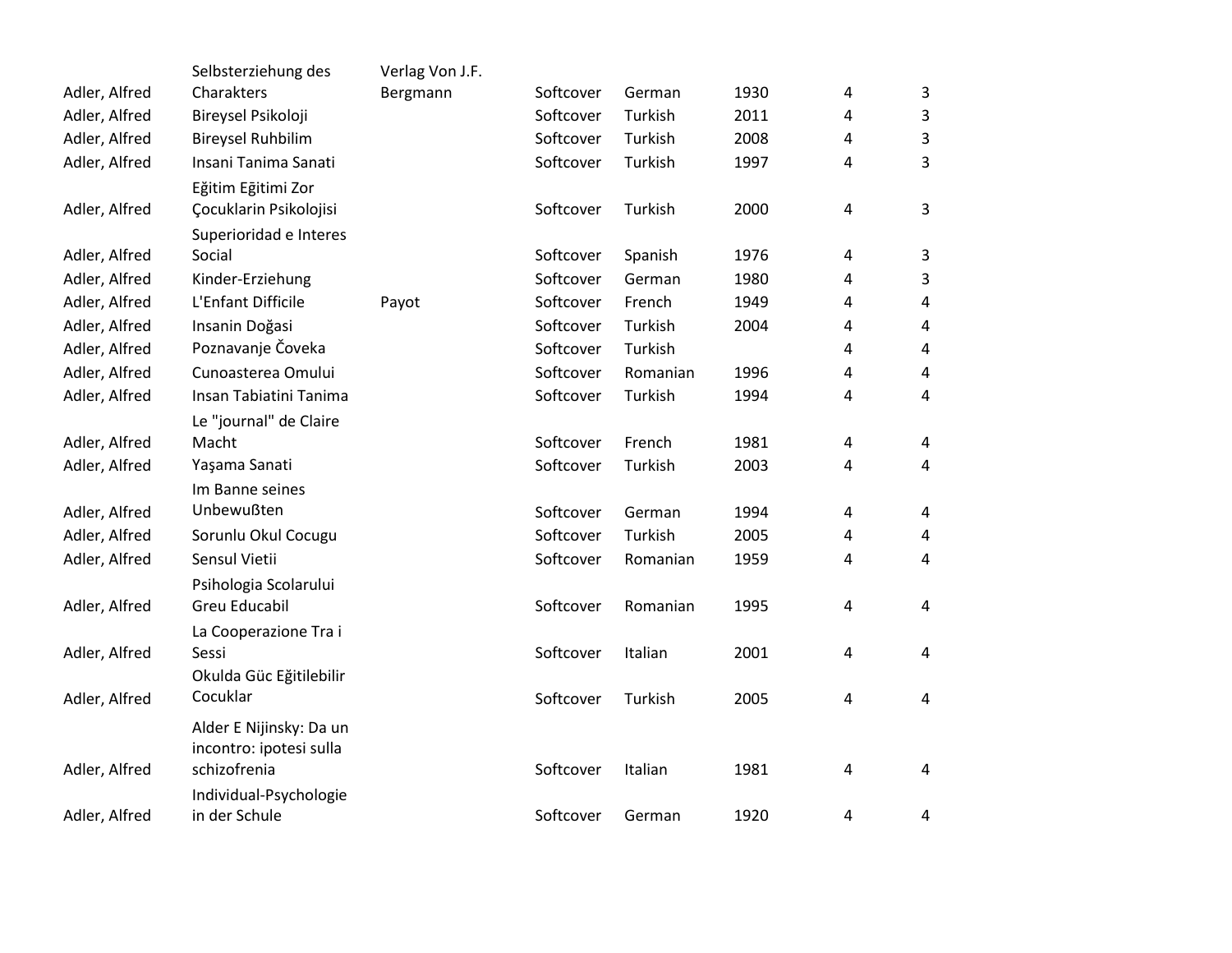| | | | | | | | |
|---|---|---|---|---|---|---|---|
| Adler, Alfred | Selbsterziehung des Charakters | Verlag Von J.F. Bergmann | Softcover | German | 1930 | 4 | 3 |
| Adler, Alfred | Bireysel Psikoloji | | Softcover | Turkish | 2011 | 4 | 3 |
| Adler, Alfred | Bireysel Ruhbilim | | Softcover | Turkish | 2008 | 4 | 3 |
| Adler, Alfred | Insani Tanima Sanati | | Softcover | Turkish | 1997 | 4 | 3 |
| Adler, Alfred | Eğitim Eğitimi Zor Çocuklarin Psikolojisi | | Softcover | Turkish | 2000 | 4 | 3 |
| Adler, Alfred | Superioridad e Interes Social | | Softcover | Spanish | 1976 | 4 | 3 |
| Adler, Alfred | Kinder-Erziehung | | Softcover | German | 1980 | 4 | 3 |
| Adler, Alfred | L'Enfant Difficile | Payot | Softcover | French | 1949 | 4 | 4 |
| Adler, Alfred | Insanin Doğasi | | Softcover | Turkish | 2004 | 4 | 4 |
| Adler, Alfred | Poznavanje Čoveka | | Softcover | Turkish | | 4 | 4 |
| Adler, Alfred | Cunoasterea Omului | | Softcover | Romanian | 1996 | 4 | 4 |
| Adler, Alfred | Insan Tabiatini Tanima | | Softcover | Turkish | 1994 | 4 | 4 |
| Adler, Alfred | Le "journal" de Claire Macht | | Softcover | French | 1981 | 4 | 4 |
| Adler, Alfred | Yaşama Sanati | | Softcover | Turkish | 2003 | 4 | 4 |
| Adler, Alfred | Im Banne seines Unbewußten | | Softcover | German | 1994 | 4 | 4 |
| Adler, Alfred | Sorunlu Okul Cocugu | | Softcover | Turkish | 2005 | 4 | 4 |
| Adler, Alfred | Sensul Vietii | | Softcover | Romanian | 1959 | 4 | 4 |
| Adler, Alfred | Psihologia Scolarului Greu Educabil | | Softcover | Romanian | 1995 | 4 | 4 |
| Adler, Alfred | La Cooperazione Tra i Sessi | | Softcover | Italian | 2001 | 4 | 4 |
| Adler, Alfred | Okulda Güc Eğitilebilir Cocuklar | | Softcover | Turkish | 2005 | 4 | 4 |
| Adler, Alfred | Alder E Nijinsky: Da un incontro: ipotesi sulla schizofrenia | | Softcover | Italian | 1981 | 4 | 4 |
| Adler, Alfred | Individual-Psychologie in der Schule | | Softcover | German | 1920 | 4 | 4 |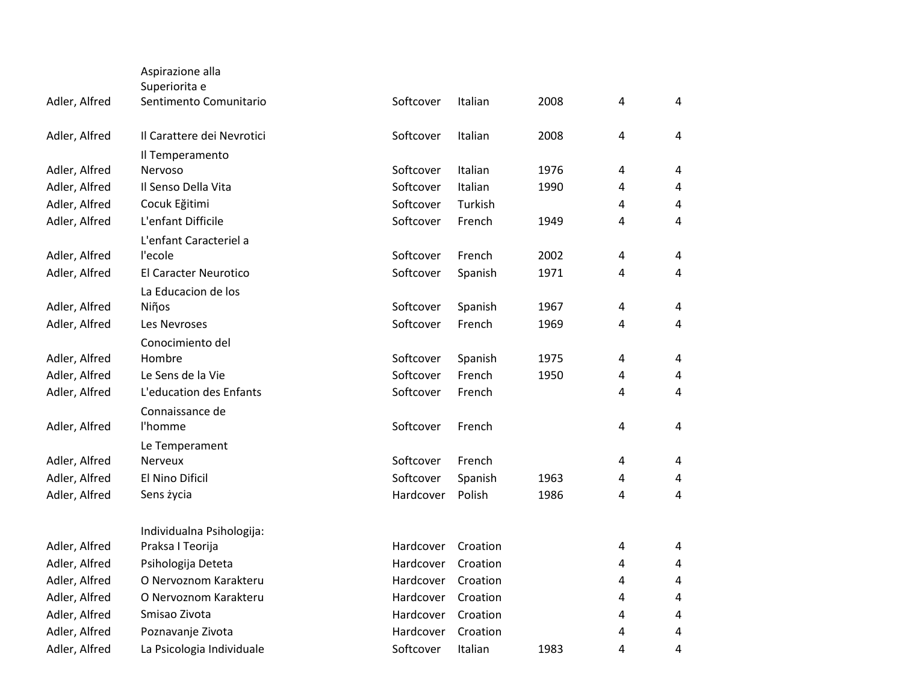| | | | | | | |
|---|---|---|---|---|---|---|
| Adler, Alfred | Aspirazione alla Superiorita e Sentimento Comunitario | Softcover | Italian | 2008 | 4 | 4 |
| Adler, Alfred | Il Carattere dei Nevrotici | Softcover | Italian | 2008 | 4 | 4 |
| Adler, Alfred | Il Temperamento Nervoso | Softcover | Italian | 1976 | 4 | 4 |
| Adler, Alfred | Il Senso Della Vita | Softcover | Italian | 1990 | 4 | 4 |
| Adler, Alfred | Cocuk Eğitimi | Softcover | Turkish | | 4 | 4 |
| Adler, Alfred | L'enfant Difficile | Softcover | French | 1949 | 4 | 4 |
| Adler, Alfred | L'enfant Caracteriel a l'ecole | Softcover | French | 2002 | 4 | 4 |
| Adler, Alfred | El Caracter Neurotico | Softcover | Spanish | 1971 | 4 | 4 |
| Adler, Alfred | La Educacion de los Niῆos | Softcover | Spanish | 1967 | 4 | 4 |
| Adler, Alfred | Les Nevroses | Softcover | French | 1969 | 4 | 4 |
| Adler, Alfred | Conocimiento del Hombre | Softcover | Spanish | 1975 | 4 | 4 |
| Adler, Alfred | Le Sens de la Vie | Softcover | French | 1950 | 4 | 4 |
| Adler, Alfred | L'education des Enfants | Softcover | French | | 4 | 4 |
| Adler, Alfred | Connaissance de l'homme | Softcover | French | | 4 | 4 |
| Adler, Alfred | Le Temperament Nerveux | Softcover | French | | 4 | 4 |
| Adler, Alfred | El Nino Dificil | Softcover | Spanish | 1963 | 4 | 4 |
| Adler, Alfred | Sens życia | Hardcover | Polish | 1986 | 4 | 4 |
| Adler, Alfred | Individualna Psihologija: Praksa I Teorija | Hardcover | Croation | | 4 | 4 |
| Adler, Alfred | Psihologija Deteta | Hardcover | Croation | | 4 | 4 |
| Adler, Alfred | O Nervoznom Karakteru | Hardcover | Croation | | 4 | 4 |
| Adler, Alfred | O Nervoznom Karakteru | Hardcover | Croation | | 4 | 4 |
| Adler, Alfred | Smisao Zivota | Hardcover | Croation | | 4 | 4 |
| Adler, Alfred | Poznavanje Zivota | Hardcover | Croation | | 4 | 4 |
| Adler, Alfred | La Psicologia Individuale | Softcover | Italian | 1983 | 4 | 4 |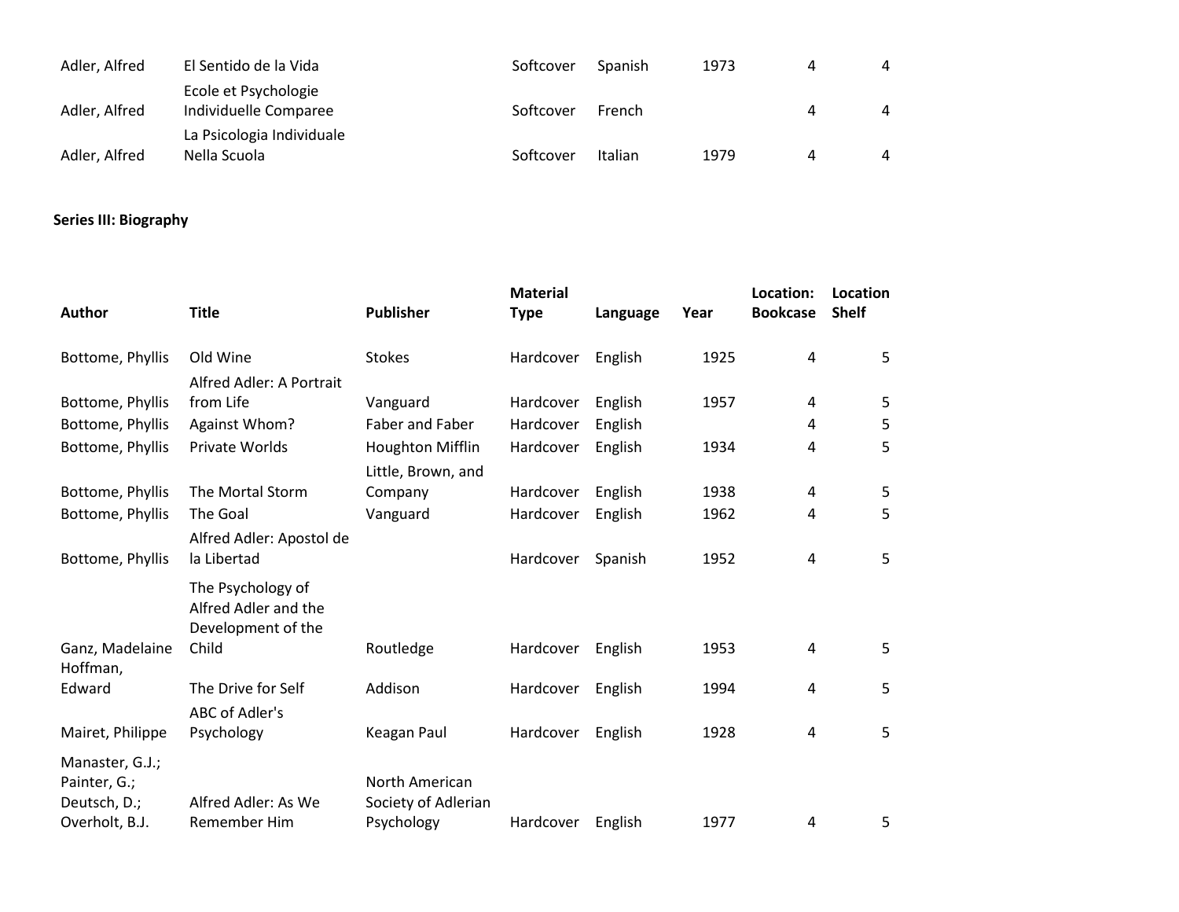| Author | Title | Publisher | Material Type | Language | Year | Location: Bookcase | Location Shelf |
|---|---|---|---|---|---|---|---|
| Adler, Alfred | El Sentido de la Vida | | Softcover | Spanish | 1973 | 4 | 4 |
| Adler, Alfred | Ecole et Psychologie Individuelle Comparee | | Softcover | French | | 4 | 4 |
| Adler, Alfred | La Psicologia Individuale Nella Scuola | | Softcover | Italian | 1979 | 4 | 4 |

**Series III: Biography**

| Author | Title | Publisher | Material Type | Language | Year | Location: Bookcase | Location Shelf |
|---|---|---|---|---|---|---|---|
| Bottome, Phyllis | Old Wine | Stokes | Hardcover | English | 1925 | 4 | 5 |
| Bottome, Phyllis | Alfred Adler: A Portrait from Life | Vanguard | Hardcover | English | 1957 | 4 | 5 |
| Bottome, Phyllis | Against Whom? | Faber and Faber | Hardcover | English | | 4 | 5 |
| Bottome, Phyllis | Private Worlds | Houghton Mifflin | Hardcover | English | 1934 | 4 | 5 |
| Bottome, Phyllis | The Mortal Storm | Little, Brown, and Company | Hardcover | English | 1938 | 4 | 5 |
| Bottome, Phyllis | The Goal | Vanguard | Hardcover | English | 1962 | 4 | 5 |
| Bottome, Phyllis | Alfred Adler: Apostol de la Libertad | | Hardcover | Spanish | 1952 | 4 | 5 |
| Ganz, Madelaine | The Psychology of Alfred Adler and the Development of the Child | Routledge | Hardcover | English | 1953 | 4 | 5 |
| Hoffman, Edward | The Drive for Self | Addison | Hardcover | English | 1994 | 4 | 5 |
| Mairet, Philippe | ABC of Adler's Psychology | Keagan Paul | Hardcover | English | 1928 | 4 | 5 |
| Manaster, G.J.; Painter, G.; Deutsch, D.; Overholt, B.J. | Alfred Adler: As We Remember Him | North American Society of Adlerian Psychology | Hardcover | English | 1977 | 4 | 5 |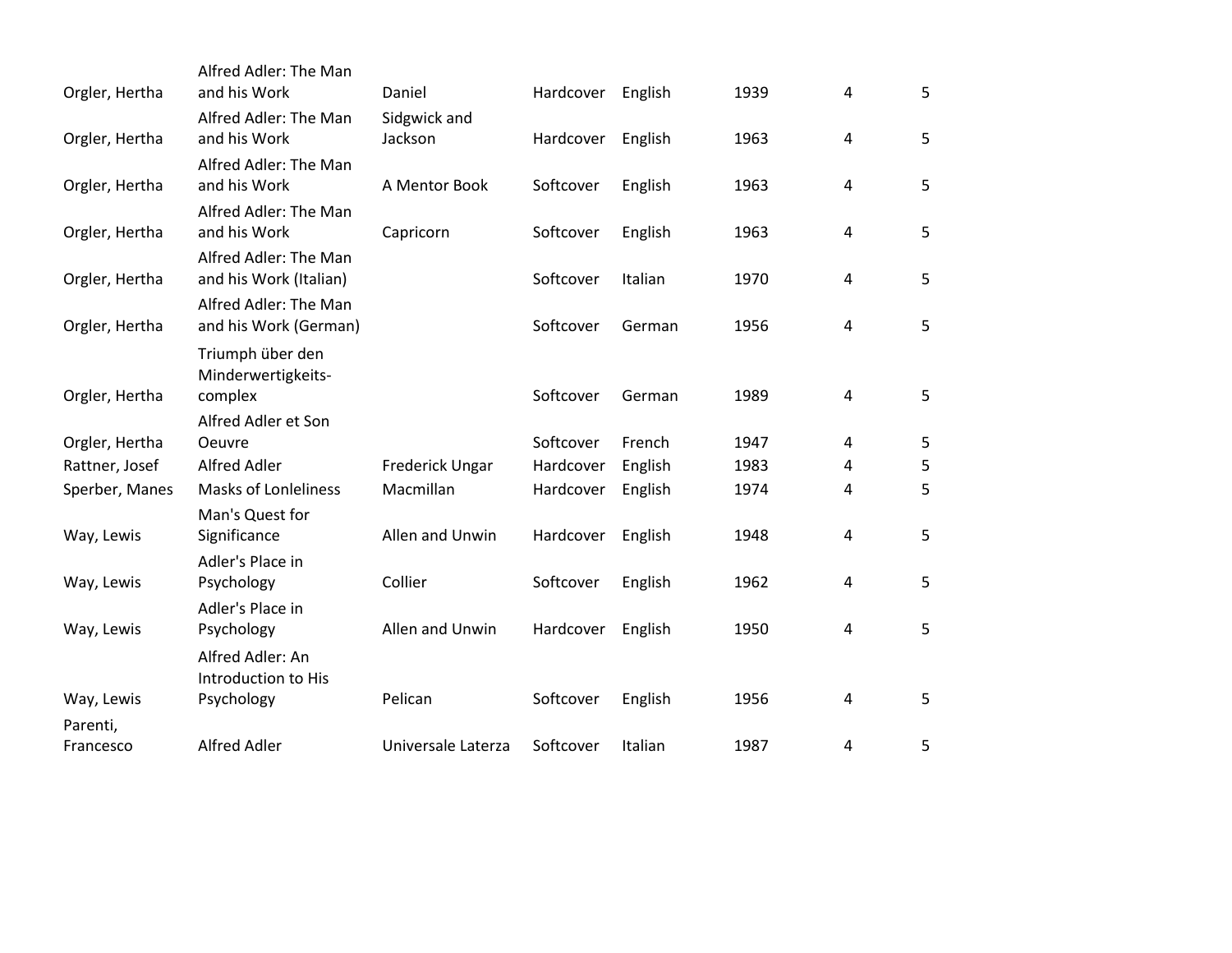| | | | | | | | |
|---|---|---|---|---|---|---|---|
| Orgler, Hertha | Alfred Adler: The Man and his Work | Daniel | Hardcover | English | 1939 | 4 | 5 |
| Orgler, Hertha | Alfred Adler: The Man and his Work | Sidgwick and Jackson | Hardcover | English | 1963 | 4 | 5 |
| Orgler, Hertha | Alfred Adler: The Man and his Work | A Mentor Book | Softcover | English | 1963 | 4 | 5 |
| Orgler, Hertha | Alfred Adler: The Man and his Work | Capricorn | Softcover | English | 1963 | 4 | 5 |
| Orgler, Hertha | Alfred Adler: The Man and his Work (Italian) | | Softcover | Italian | 1970 | 4 | 5 |
| Orgler, Hertha | Alfred Adler: The Man and his Work (German) | | Softcover | German | 1956 | 4 | 5 |
| Orgler, Hertha | Triumph über den Minderwertigkeits-complex | | Softcover | German | 1989 | 4 | 5 |
| Orgler, Hertha | Alfred Adler et Son Oeuvre | | Softcover | French | 1947 | 4 | 5 |
| Rattner, Josef | Alfred Adler | Frederick Ungar | Hardcover | English | 1983 | 4 | 5 |
| Sperber, Manes | Masks of Lonleliness | Macmillan | Hardcover | English | 1974 | 4 | 5 |
| Way, Lewis | Man's Quest for Significance | Allen and Unwin | Hardcover | English | 1948 | 4 | 5 |
| Way, Lewis | Adler's Place in Psychology | Collier | Softcover | English | 1962 | 4 | 5 |
| Way, Lewis | Adler's Place in Psychology | Allen and Unwin | Hardcover | English | 1950 | 4 | 5 |
| Way, Lewis | Alfred Adler: An Introduction to His Psychology | Pelican | Softcover | English | 1956 | 4 | 5 |
| Parenti, Francesco | Alfred Adler | Universale Laterza | Softcover | Italian | 1987 | 4 | 5 |